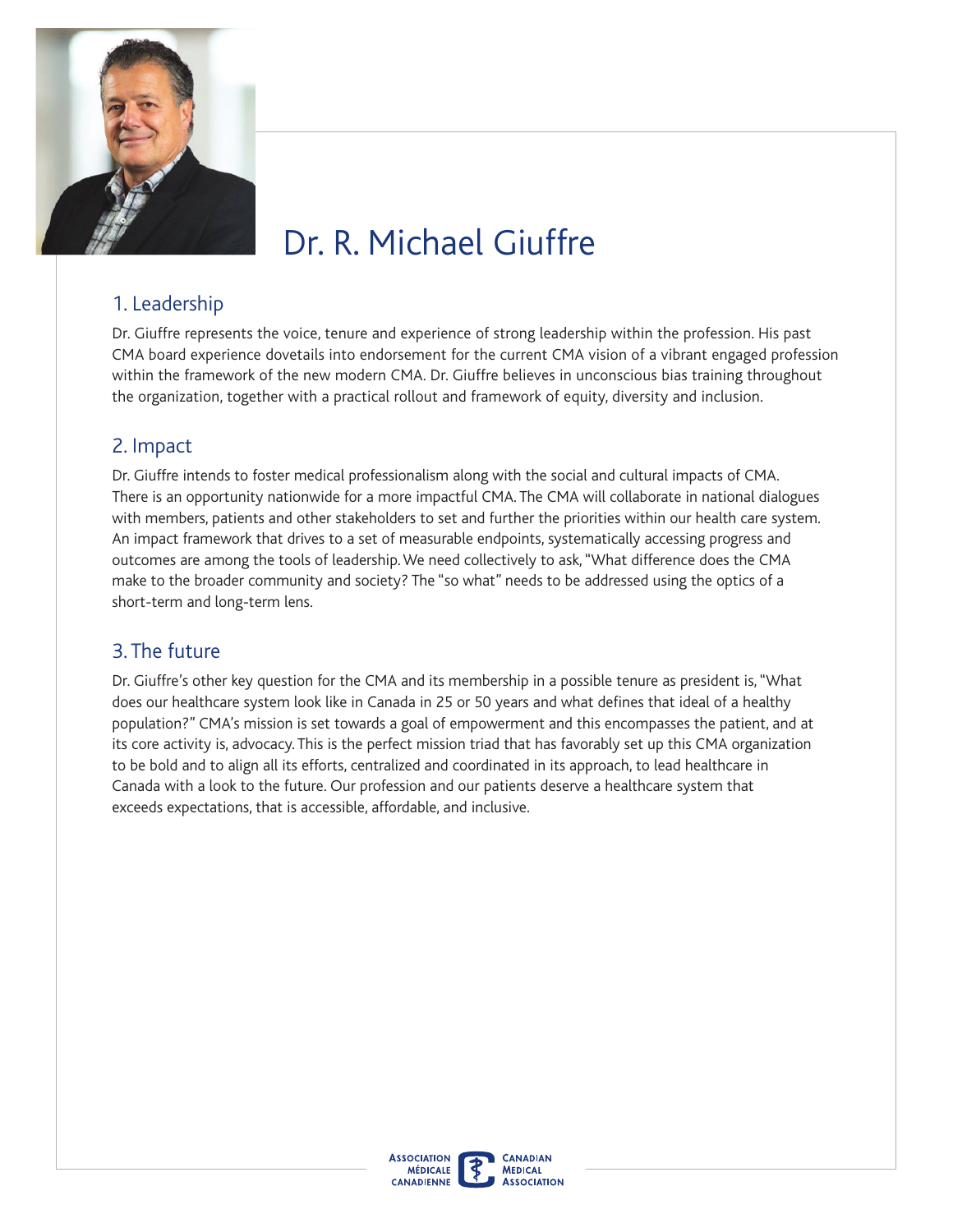# Dr. R. Michael Giuffre

## 1. Leadership

Dr. Giuffre represents the voice, tenure and experience of strong leadership within the profession. His past CMA board experience dovetails into endorsement for the current CMA vision of a vibrant engaged profession within the framework of the new modern CMA. Dr. Giuffre believes in unconscious bias training throughout the organization, together with a practical rollout and framework of equity, diversity and inclusion.

## 2. Impact

Dr. Giuffre intends to foster medical professionalism along with the social and cultural impacts of CMA. There is an opportunity nationwide for a more impactful CMA. The CMA will collaborate in national dialogues with members, patients and other stakeholders to set and further the priorities within our health care system. An impact framework that drives to a set of measurable endpoints, systematically accessing progress and outcomes are among the tools of leadership. We need collectively to ask, "What difference does the CMA make to the broader community and society? The "so what" needs to be addressed using the optics of a short-term and long-term lens.

## 3. The future

Dr. Giuffre's other key question for the CMA and its membership in a possible tenure as president is, "What does our healthcare system look like in Canada in 25 or 50 years and what defines that ideal of a healthy population?" CMA's mission is set towards a goal of empowerment and this encompasses the patient, and at its core activity is, advocacy. This is the perfect mission triad that has favorably set up this CMA organization to be bold and to align all its efforts, centralized and coordinated in its approach, to lead healthcare in Canada with a look to the future. Our profession and our patients deserve a healthcare system that exceeds expectations, that is accessible, affordable, and inclusive.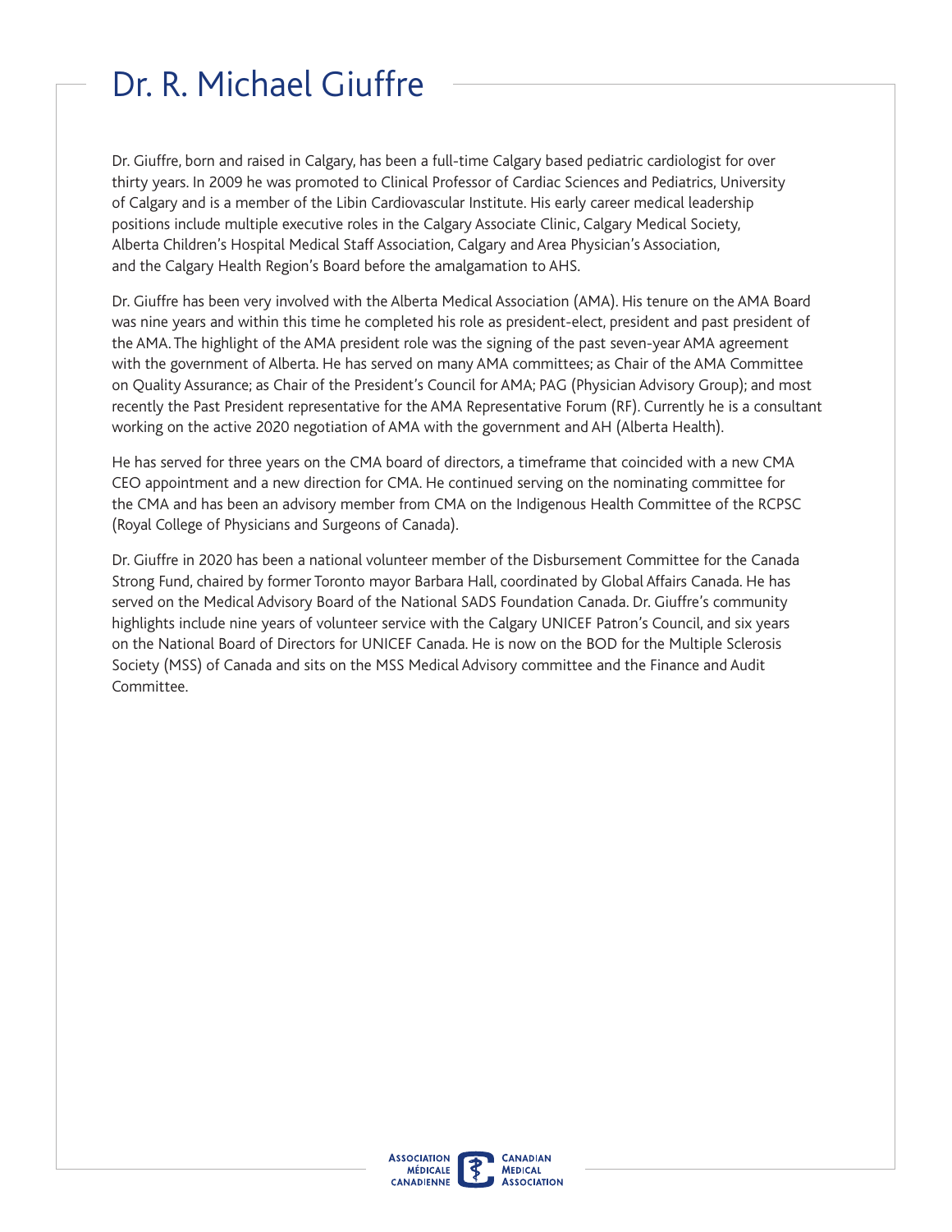# Dr. R. Michael Giuffre

Dr. Giuffre, born and raised in Calgary, has been a full-time Calgary based pediatric cardiologist for over thirty years. In 2009 he was promoted to Clinical Professor of Cardiac Sciences and Pediatrics, University of Calgary and is a member of the Libin Cardiovascular Institute. His early career medical leadership positions include multiple executive roles in the Calgary Associate Clinic, Calgary Medical Society, Alberta Children's Hospital Medical Staff Association, Calgary and Area Physician's Association, and the Calgary Health Region's Board before the amalgamation to AHS.

Dr. Giuffre has been very involved with the Alberta Medical Association (AMA). His tenure on the AMA Board was nine years and within this time he completed his role as president-elect, president and past president of the AMA. The highlight of the AMA president role was the signing of the past seven-year AMA agreement with the government of Alberta. He has served on many AMA committees; as Chair of the AMA Committee on Quality Assurance; as Chair of the President's Council for AMA; PAG (Physician Advisory Group); and most recently the Past President representative for the AMA Representative Forum (RF). Currently he is a consultant working on the active 2020 negotiation of AMA with the government and AH (Alberta Health).

He has served for three years on the CMA board of directors, a timeframe that coincided with a new CMA CEO appointment and a new direction for CMA. He continued serving on the nominating committee for the CMA and has been an advisory member from CMA on the Indigenous Health Committee of the RCPSC (Royal College of Physicians and Surgeons of Canada).

Dr. Giuffre in 2020 has been a national volunteer member of the Disbursement Committee for the Canada Strong Fund, chaired by former Toronto mayor Barbara Hall, coordinated by Global Affairs Canada. He has served on the Medical Advisory Board of the National SADS Foundation Canada. Dr. Giuffre's community highlights include nine years of volunteer service with the Calgary UNICEF Patron's Council, and six years on the National Board of Directors for UNICEF Canada. He is now on the BOD for the Multiple Sclerosis Society (MSS) of Canada and sits on the MSS Medical Advisory committee and the Finance and Audit Committee.